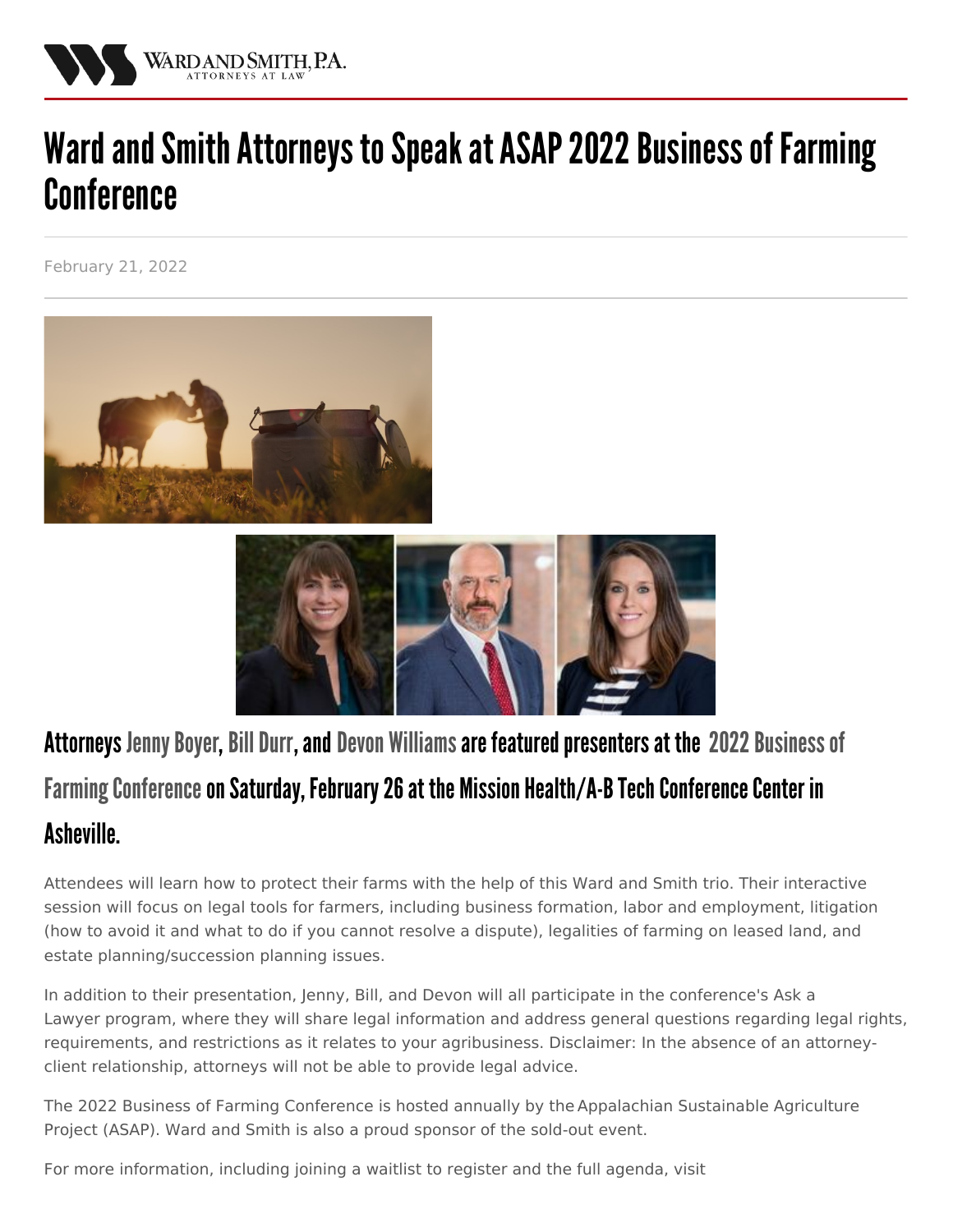# Ward and Smith Attorneys to Speak at ASAP 2022 Business of Farming Conference

February 21, 2022

## Attorneys Jenny Boyer, Bill Durr, and Devon Williams are featured presenters at the 2022 Business of Farming Conference on Saturday, February 26 at the Mission Health/A-B Tech Conference Center in Asheville.

Attendees will learn how to protect their farms with the help of this Ward and Smith trio. Their interactive session will focus on legal tools for farmers, including business formation, labor and employment, litigation (how to avoid it and what to do if you cannot resolve a dispute), legalities of farming on leased land, and estate planning/succession planning issues.

In addition to their presentation, Jenny, Bill, and Devon will all participate in the conference's Ask a Lawyer program, where they will share legal information and address general questions regarding legal rights, requirements, and restrictions as it relates to your agribusiness. Disclaimer: In the absence of an attorney-client relationship, attorneys will not be able to provide legal advice.

The 2022 Business of Farming Conference is hosted annually by the Appalachian Sustainable Agriculture Project (ASAP). Ward and Smith is also a proud sponsor of the sold-out event.

For more information, including joining a waitlist to register and the full agenda, visit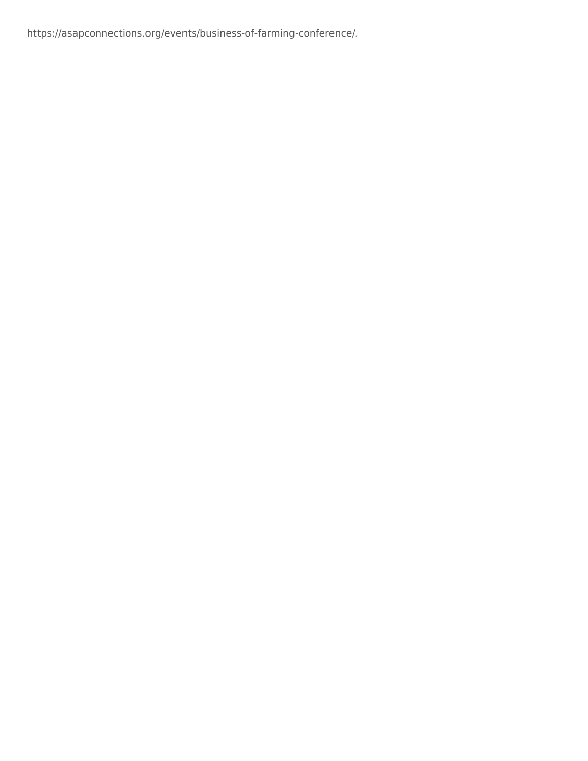https://asapconnections.org/events/business-of-farming-conference/.